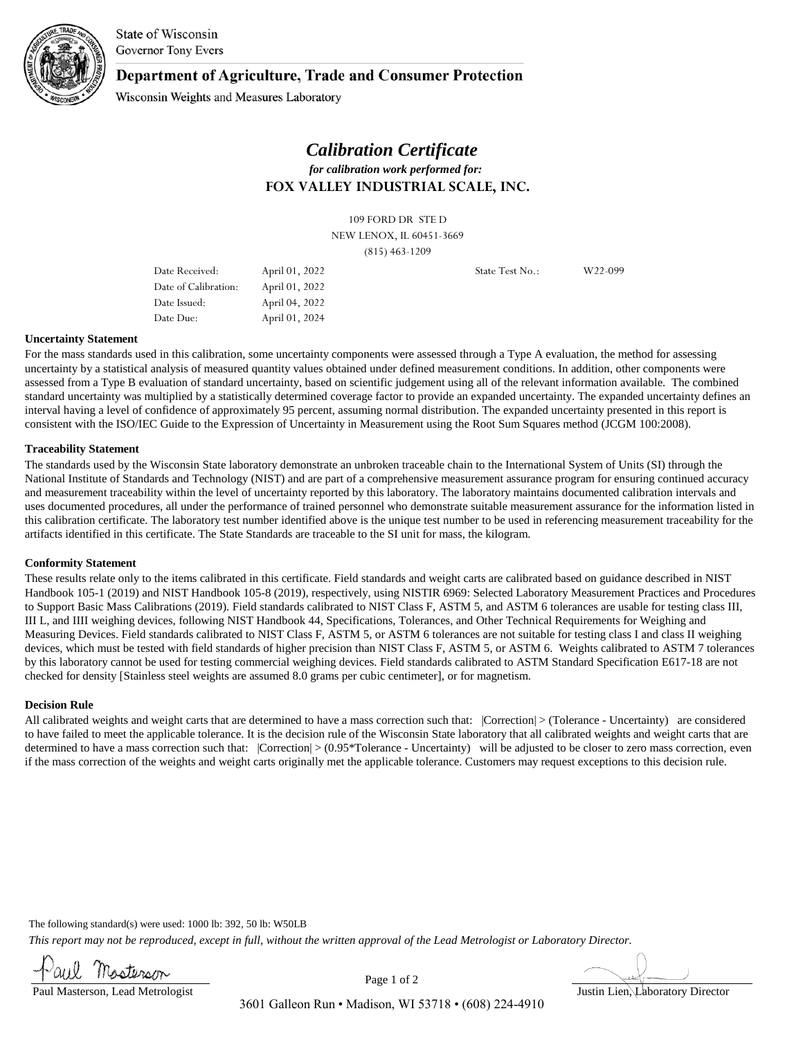State of Wisconsin
Governor Tony Evers

**Department of Agriculture, Trade and Consumer Protection**

Wisconsin Weights and Measures Laboratory

# *Calibration Certificate*

***for calibration work performed for:***

**FOX VALLEY INDUSTRIAL SCALE, INC.**

109 FORD DR STE D
NEW LENOX, IL 60451-3669
(815) 463-1209

| | | | |
|---|---|---|---|
| Date Received: | April 01, 2022 | State Test No.: | W22-099 |
| Date of Calibration: | April 01, 2022 | | |
| Date Issued: | April 04, 2022 | | |
| Date Due: | April 01, 2024 | | |

**Uncertainty Statement**

For the mass standards used in this calibration, some uncertainty components were assessed through a Type A evaluation, the method for assessing uncertainty by a statistical analysis of measured quantity values obtained under defined measurement conditions. In addition, other components were assessed from a Type B evaluation of standard uncertainty, based on scientific judgement using all of the relevant information available. The combined standard uncertainty was multiplied by a statistically determined coverage factor to provide an expanded uncertainty. The expanded uncertainty defines an interval having a level of confidence of approximately 95 percent, assuming normal distribution. The expanded uncertainty presented in this report is consistent with the ISO/IEC Guide to the Expression of Uncertainty in Measurement using the Root Sum Squares method (JCGM 100:2008).

**Traceability Statement**

The standards used by the Wisconsin State laboratory demonstrate an unbroken traceable chain to the International System of Units (SI) through the National Institute of Standards and Technology (NIST) and are part of a comprehensive measurement assurance program for ensuring continued accuracy and measurement traceability within the level of uncertainty reported by this laboratory. The laboratory maintains documented calibration intervals and uses documented procedures, all under the performance of trained personnel who demonstrate suitable measurement assurance for the information listed in this calibration certificate. The laboratory test number identified above is the unique test number to be used in referencing measurement traceability for the artifacts identified in this certificate. The State Standards are traceable to the SI unit for mass, the kilogram.

**Conformity Statement**

These results relate only to the items calibrated in this certificate. Field standards and weight carts are calibrated based on guidance described in NIST Handbook 105-1 (2019) and NIST Handbook 105-8 (2019), respectively, using NISTIR 6969: Selected Laboratory Measurement Practices and Procedures to Support Basic Mass Calibrations (2019). Field standards calibrated to NIST Class F, ASTM 5, and ASTM 6 tolerances are usable for testing class III, III L, and IIII weighing devices, following NIST Handbook 44, Specifications, Tolerances, and Other Technical Requirements for Weighing and Measuring Devices. Field standards calibrated to NIST Class F, ASTM 5, or ASTM 6 tolerances are not suitable for testing class I and class II weighing devices, which must be tested with field standards of higher precision than NIST Class F, ASTM 5, or ASTM 6. Weights calibrated to ASTM 7 tolerances by this laboratory cannot be used for testing commercial weighing devices. Field standards calibrated to ASTM Standard Specification E617-18 are not checked for density [Stainless steel weights are assumed 8.0 grams per cubic centimeter], or for magnetism.

**Decision Rule**

All calibrated weights and weight carts that are determined to have a mass correction such that: |Correction| > (Tolerance - Uncertainty) are considered to have failed to meet the applicable tolerance. It is the decision rule of the Wisconsin State laboratory that all calibrated weights and weight carts that are determined to have a mass correction such that: |Correction| > (0.95*Tolerance - Uncertainty) will be adjusted to be closer to zero mass correction, even if the mass correction of the weights and weight carts originally met the applicable tolerance. Customers may request exceptions to this decision rule.

The following standard(s) were used: 1000 lb: 392, 50 lb: W50LB

*This report may not be reproduced, except in full, without the written approval of the Lead Metrologist or Laboratory Director.*

Paul Masterson, Lead Metrologist

Justin Lien, Laboratory Director

3601 Galleon Run • Madison, WI 53718 • (608) 224-4910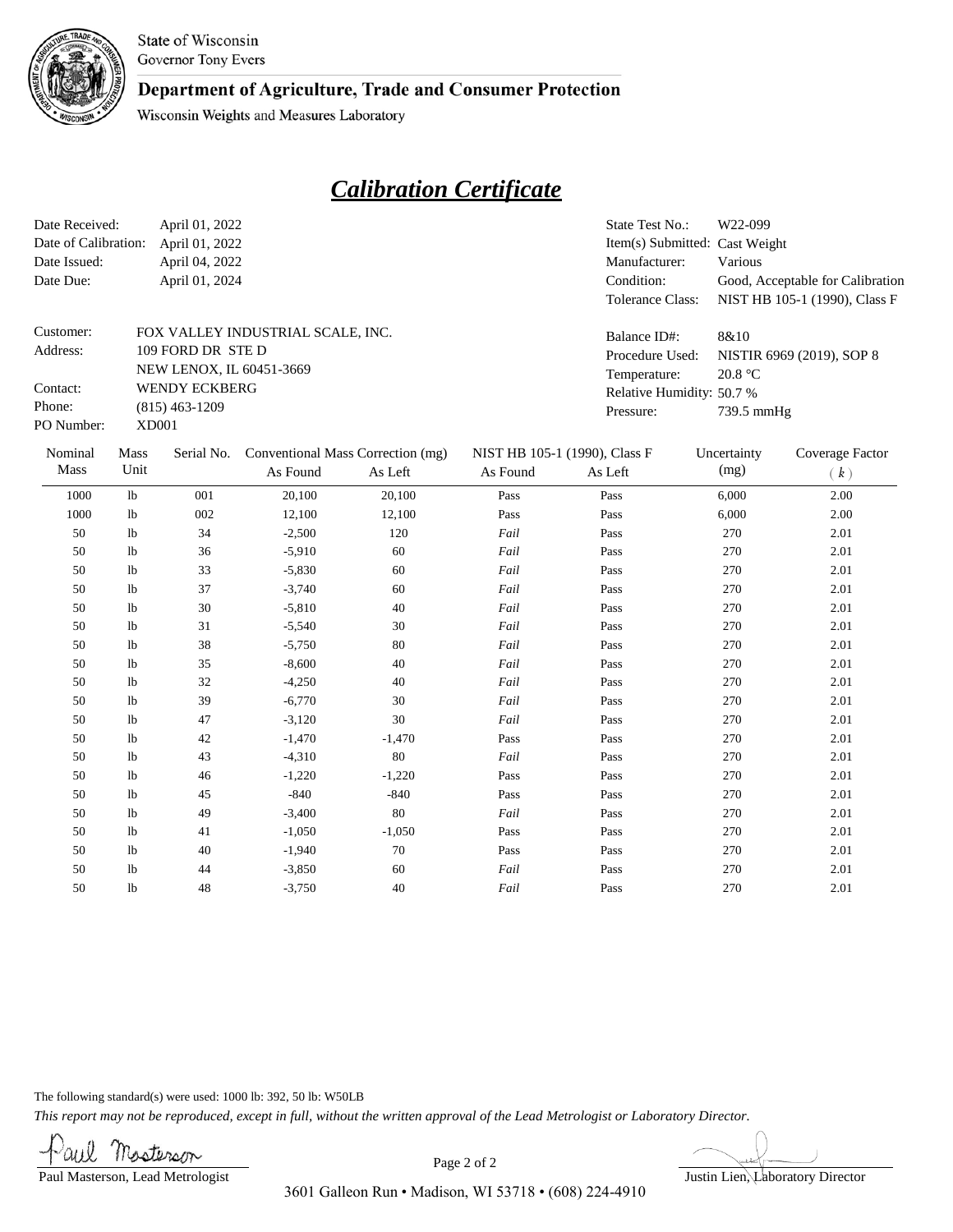State of Wisconsin
Governor Tony Evers

**Department of Agriculture, Trade and Consumer Protection**

Wisconsin Weights and Measures Laboratory

# ***Calibration Certificate***

| | | | |
|---|---|---|---|
| Date Received: | April 01, 2022 | State Test No.: | W22-099 |
| Date of Calibration: | April 01, 2022 | Item(s) Submitted: | Cast Weight |
| Date Issued: | April 04, 2022 | Manufacturer: | Various |
| Date Due: | April 01, 2024 | Condition: | Good, Acceptable for Calibration |
| | | Tolerance Class: | NIST HB 105-1 (1990), Class F |
| Customer: | FOX VALLEY INDUSTRIAL SCALE, INC. | Balance ID#: | 8&10 |
| Address: | 109 FORD DR STE D<br>NEW LENOX, IL 60451-3669 | Procedure Used: | NISTIR 6969 (2019), SOP 8 |
| | | Temperature: | 20.8 °C |
| Contact: | WENDY ECKBERG | Relative Humidity: | 50.7 % |
| Phone: | (815) 463-1209 | Pressure: | 739.5 mmHg |
| PO Number: | XD001 | | |

| Nominal Mass | Mass Unit | Serial No. | Conventional Mass Correction (mg) | | NIST HB 105-1 (1990), Class F | | Uncertainty (mg) | Coverage Factor ( $k$ ) |
|---|---|---|---|---|---|---|---|---|
| | | | As Found | As Left | As Found | As Left | | |
| 1000 | lb | 001 | 20,100 | 20,100 | Pass | Pass | 6,000 | 2.00 |
| 1000 | lb | 002 | 12,100 | 12,100 | Pass | Pass | 6,000 | 2.00 |
| 50 | lb | 34 | -2,500 | 120 | *Fail* | Pass | 270 | 2.01 |
| 50 | lb | 36 | -5,910 | 60 | *Fail* | Pass | 270 | 2.01 |
| 50 | lb | 33 | -5,830 | 60 | *Fail* | Pass | 270 | 2.01 |
| 50 | lb | 37 | -3,740 | 60 | *Fail* | Pass | 270 | 2.01 |
| 50 | lb | 30 | -5,810 | 40 | *Fail* | Pass | 270 | 2.01 |
| 50 | lb | 31 | -5,540 | 30 | *Fail* | Pass | 270 | 2.01 |
| 50 | lb | 38 | -5,750 | 80 | *Fail* | Pass | 270 | 2.01 |
| 50 | lb | 35 | -8,600 | 40 | *Fail* | Pass | 270 | 2.01 |
| 50 | lb | 32 | -4,250 | 40 | *Fail* | Pass | 270 | 2.01 |
| 50 | lb | 39 | -6,770 | 30 | *Fail* | Pass | 270 | 2.01 |
| 50 | lb | 47 | -3,120 | 30 | *Fail* | Pass | 270 | 2.01 |
| 50 | lb | 42 | -1,470 | -1,470 | Pass | Pass | 270 | 2.01 |
| 50 | lb | 43 | -4,310 | 80 | *Fail* | Pass | 270 | 2.01 |
| 50 | lb | 46 | -1,220 | -1,220 | Pass | Pass | 270 | 2.01 |
| 50 | lb | 45 | -840 | -840 | Pass | Pass | 270 | 2.01 |
| 50 | lb | 49 | -3,400 | 80 | *Fail* | Pass | 270 | 2.01 |
| 50 | lb | 41 | -1,050 | -1,050 | Pass | Pass | 270 | 2.01 |
| 50 | lb | 40 | -1,940 | 70 | Pass | Pass | 270 | 2.01 |
| 50 | lb | 44 | -3,850 | 60 | *Fail* | Pass | 270 | 2.01 |
| 50 | lb | 48 | -3,750 | 40 | *Fail* | Pass | 270 | 2.01 |

The following standard(s) were used: 1000 lb: 392, 50 lb: W50LB

*This report may not be reproduced, except in full, without the written approval of the Lead Metrologist or Laboratory Director.*

Paul Masterson, Lead Metrologist

Justin Lien, Laboratory Director

3601 Galleon Run • Madison, WI 53718 • (608) 224-4910